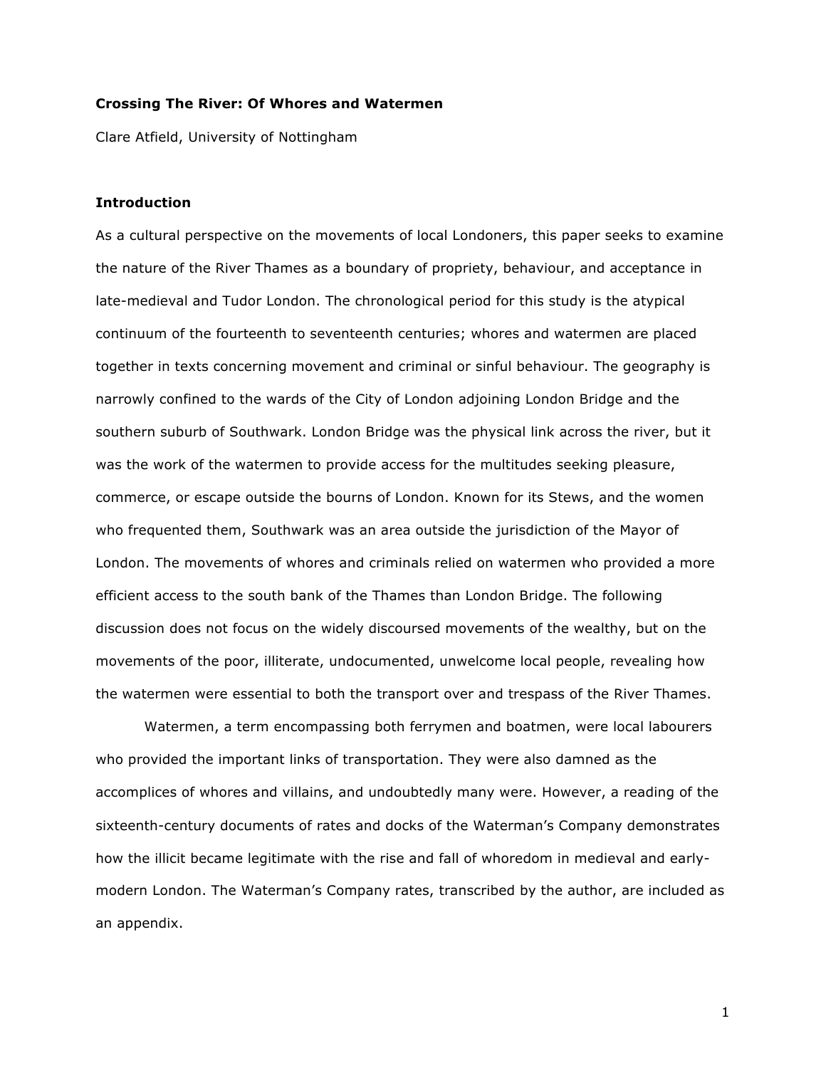**Crossing The River: Of Whores and Watermen**

Clare Atfield, University of Nottingham

## Introduction

As a cultural perspective on the movements of local Londoners, this paper seeks to examine the nature of the River Thames as a boundary of propriety, behaviour, and acceptance in late-medieval and Tudor London. The chronological period for this study is the atypical continuum of the fourteenth to seventeenth centuries; whores and watermen are placed together in texts concerning movement and criminal or sinful behaviour. The geography is narrowly confined to the wards of the City of London adjoining London Bridge and the southern suburb of Southwark. London Bridge was the physical link across the river, but it was the work of the watermen to provide access for the multitudes seeking pleasure, commerce, or escape outside the bourns of London. Known for its Stews, and the women who frequented them, Southwark was an area outside the jurisdiction of the Mayor of London. The movements of whores and criminals relied on watermen who provided a more efficient access to the south bank of the Thames than London Bridge. The following discussion does not focus on the widely discoursed movements of the wealthy, but on the movements of the poor, illiterate, undocumented, unwelcome local people, revealing how the watermen were essential to both the transport over and trespass of the River Thames.

Watermen, a term encompassing both ferrymen and boatmen, were local labourers who provided the important links of transportation. They were also damned as the accomplices of whores and villains, and undoubtedly many were. However, a reading of the sixteenth-century documents of rates and docks of the Waterman's Company demonstrates how the illicit became legitimate with the rise and fall of whoredom in medieval and early-modern London. The Waterman's Company rates, transcribed by the author, are included as an appendix.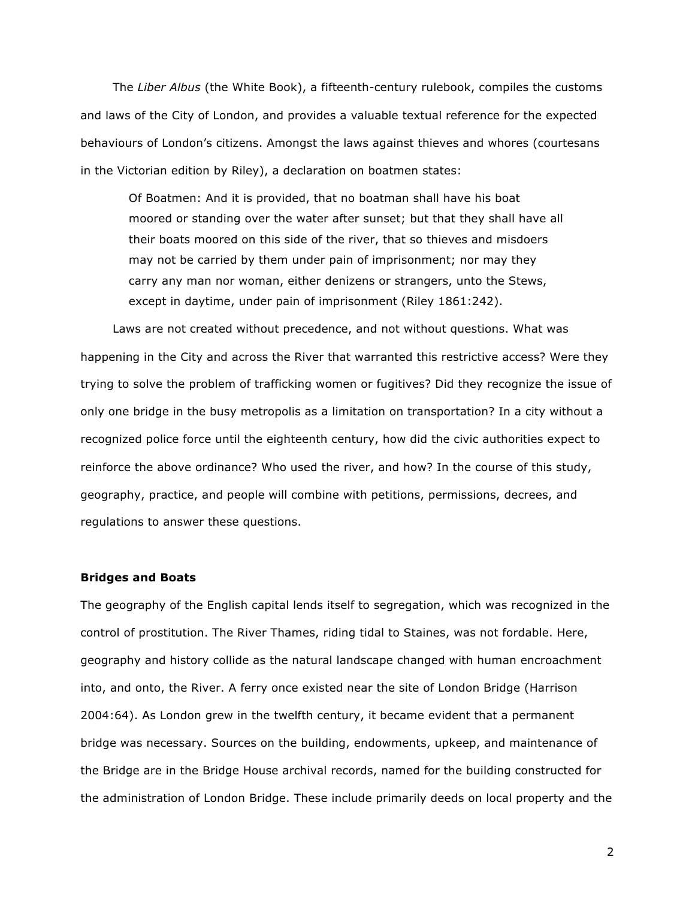The *Liber Albus* (the White Book), a fifteenth-century rulebook, compiles the customs and laws of the City of London, and provides a valuable textual reference for the expected behaviours of London's citizens. Amongst the laws against thieves and whores (courtesans in the Victorian edition by Riley), a declaration on boatmen states:

> Of Boatmen: And it is provided, that no boatman shall have his boat moored or standing over the water after sunset; but that they shall have all their boats moored on this side of the river, that so thieves and misdoers may not be carried by them under pain of imprisonment; nor may they carry any man nor woman, either denizens or strangers, unto the Stews, except in daytime, under pain of imprisonment (Riley 1861:242).

Laws are not created without precedence, and not without questions. What was happening in the City and across the River that warranted this restrictive access? Were they trying to solve the problem of trafficking women or fugitives? Did they recognize the issue of only one bridge in the busy metropolis as a limitation on transportation? In a city without a recognized police force until the eighteenth century, how did the civic authorities expect to reinforce the above ordinance? Who used the river, and how? In the course of this study, geography, practice, and people will combine with petitions, permissions, decrees, and regulations to answer these questions.

**Bridges and Boats**

The geography of the English capital lends itself to segregation, which was recognized in the control of prostitution. The River Thames, riding tidal to Staines, was not fordable. Here, geography and history collide as the natural landscape changed with human encroachment into, and onto, the River. A ferry once existed near the site of London Bridge (Harrison 2004:64). As London grew in the twelfth century, it became evident that a permanent bridge was necessary. Sources on the building, endowments, upkeep, and maintenance of the Bridge are in the Bridge House archival records, named for the building constructed for the administration of London Bridge. These include primarily deeds on local property and the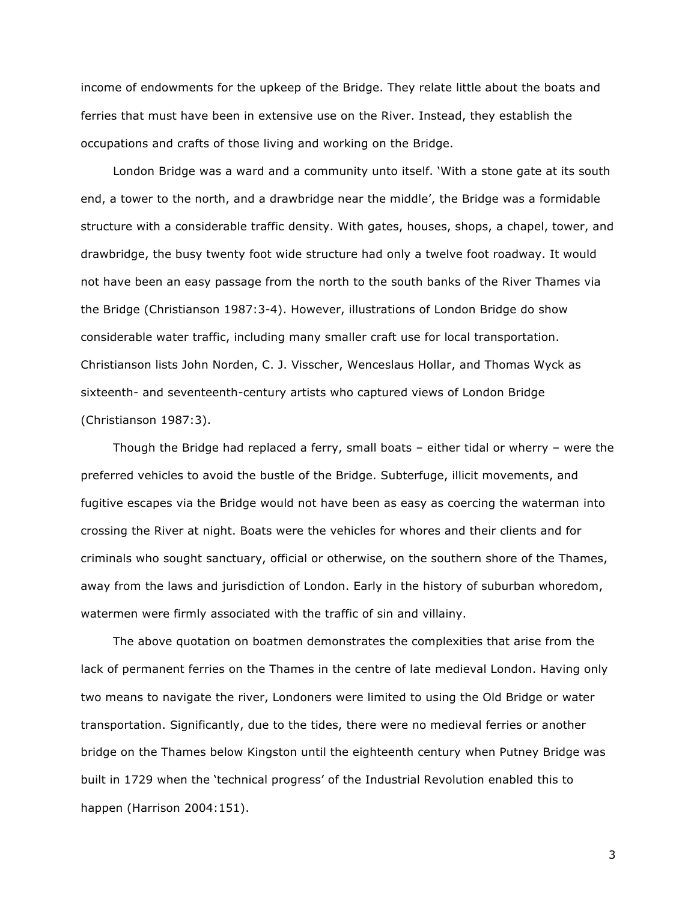income of endowments for the upkeep of the Bridge. They relate little about the boats and ferries that must have been in extensive use on the River. Instead, they establish the occupations and crafts of those living and working on the Bridge.

London Bridge was a ward and a community unto itself. 'With a stone gate at its south end, a tower to the north, and a drawbridge near the middle', the Bridge was a formidable structure with a considerable traffic density. With gates, houses, shops, a chapel, tower, and drawbridge, the busy twenty foot wide structure had only a twelve foot roadway. It would not have been an easy passage from the north to the south banks of the River Thames via the Bridge (Christianson 1987:3-4). However, illustrations of London Bridge do show considerable water traffic, including many smaller craft use for local transportation. Christianson lists John Norden, C. J. Visscher, Wenceslaus Hollar, and Thomas Wyck as sixteenth- and seventeenth-century artists who captured views of London Bridge (Christianson 1987:3).

Though the Bridge had replaced a ferry, small boats – either tidal or wherry – were the preferred vehicles to avoid the bustle of the Bridge. Subterfuge, illicit movements, and fugitive escapes via the Bridge would not have been as easy as coercing the waterman into crossing the River at night. Boats were the vehicles for whores and their clients and for criminals who sought sanctuary, official or otherwise, on the southern shore of the Thames, away from the laws and jurisdiction of London. Early in the history of suburban whoredom, watermen were firmly associated with the traffic of sin and villainy.

The above quotation on boatmen demonstrates the complexities that arise from the lack of permanent ferries on the Thames in the centre of late medieval London. Having only two means to navigate the river, Londoners were limited to using the Old Bridge or water transportation. Significantly, due to the tides, there were no medieval ferries or another bridge on the Thames below Kingston until the eighteenth century when Putney Bridge was built in 1729 when the 'technical progress' of the Industrial Revolution enabled this to happen (Harrison 2004:151).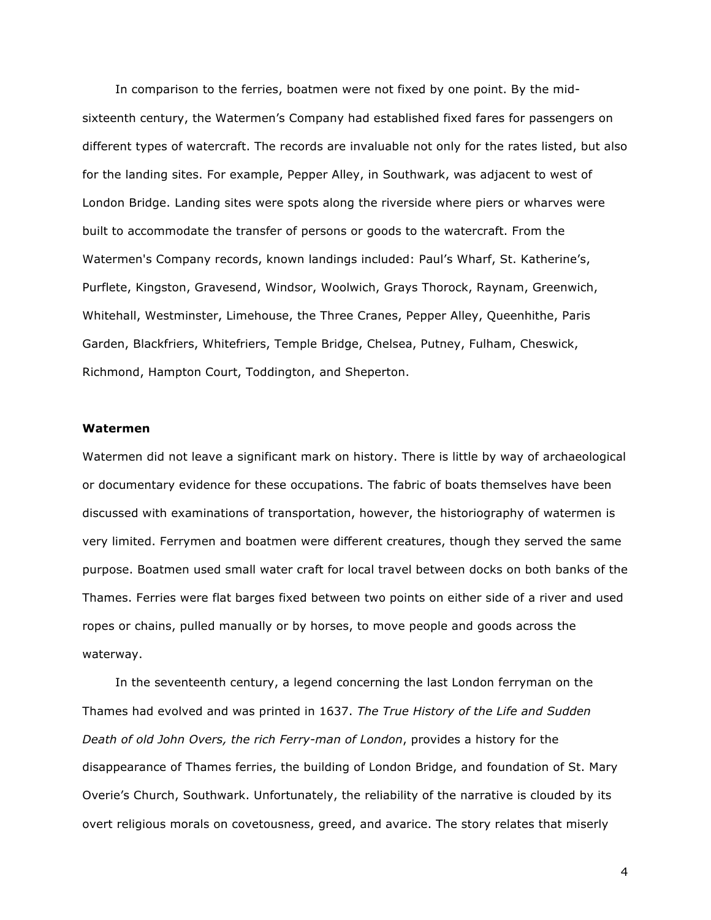In comparison to the ferries, boatmen were not fixed by one point. By the mid-sixteenth century, the Watermen's Company had established fixed fares for passengers on different types of watercraft. The records are invaluable not only for the rates listed, but also for the landing sites. For example, Pepper Alley, in Southwark, was adjacent to west of London Bridge. Landing sites were spots along the riverside where piers or wharves were built to accommodate the transfer of persons or goods to the watercraft. From the Watermen's Company records, known landings included: Paul's Wharf, St. Katherine's, Purflete, Kingston, Gravesend, Windsor, Woolwich, Grays Thorock, Raynam, Greenwich, Whitehall, Westminster, Limehouse, the Three Cranes, Pepper Alley, Queenhithe, Paris Garden, Blackfriers, Whitefriers, Temple Bridge, Chelsea, Putney, Fulham, Cheswick, Richmond, Hampton Court, Toddington, and Sheperton.

**Watermen**

Watermen did not leave a significant mark on history. There is little by way of archaeological or documentary evidence for these occupations. The fabric of boats themselves have been discussed with examinations of transportation, however, the historiography of watermen is very limited. Ferrymen and boatmen were different creatures, though they served the same purpose. Boatmen used small water craft for local travel between docks on both banks of the Thames. Ferries were flat barges fixed between two points on either side of a river and used ropes or chains, pulled manually or by horses, to move people and goods across the waterway.

In the seventeenth century, a legend concerning the last London ferryman on the Thames had evolved and was printed in 1637. *The True History of the Life and Sudden Death of old John Overs, the rich Ferry-man of London*, provides a history for the disappearance of Thames ferries, the building of London Bridge, and foundation of St. Mary Overie's Church, Southwark. Unfortunately, the reliability of the narrative is clouded by its overt religious morals on covetousness, greed, and avarice. The story relates that miserly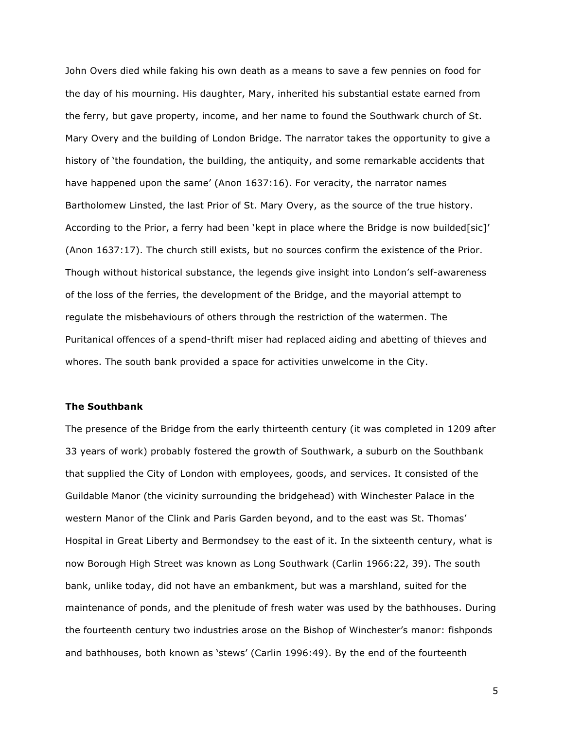John Overs died while faking his own death as a means to save a few pennies on food for the day of his mourning. His daughter, Mary, inherited his substantial estate earned from the ferry, but gave property, income, and her name to found the Southwark church of St. Mary Overy and the building of London Bridge. The narrator takes the opportunity to give a history of 'the foundation, the building, the antiquity, and some remarkable accidents that have happened upon the same' (Anon 1637:16). For veracity, the narrator names Bartholomew Linsted, the last Prior of St. Mary Overy, as the source of the true history. According to the Prior, a ferry had been 'kept in place where the Bridge is now builded[sic]' (Anon 1637:17). The church still exists, but no sources confirm the existence of the Prior. Though without historical substance, the legends give insight into London's self-awareness of the loss of the ferries, the development of the Bridge, and the mayorial attempt to regulate the misbehaviours of others through the restriction of the watermen. The Puritanical offences of a spend-thrift miser had replaced aiding and abetting of thieves and whores. The south bank provided a space for activities unwelcome in the City.

**The Southbank**

The presence of the Bridge from the early thirteenth century (it was completed in 1209 after 33 years of work) probably fostered the growth of Southwark, a suburb on the Southbank that supplied the City of London with employees, goods, and services. It consisted of the Guildable Manor (the vicinity surrounding the bridgehead) with Winchester Palace in the western Manor of the Clink and Paris Garden beyond, and to the east was St. Thomas' Hospital in Great Liberty and Bermondsey to the east of it. In the sixteenth century, what is now Borough High Street was known as Long Southwark (Carlin 1966:22, 39). The south bank, unlike today, did not have an embankment, but was a marshland, suited for the maintenance of ponds, and the plenitude of fresh water was used by the bathhouses. During the fourteenth century two industries arose on the Bishop of Winchester's manor: fishponds and bathhouses, both known as 'stews' (Carlin 1996:49). By the end of the fourteenth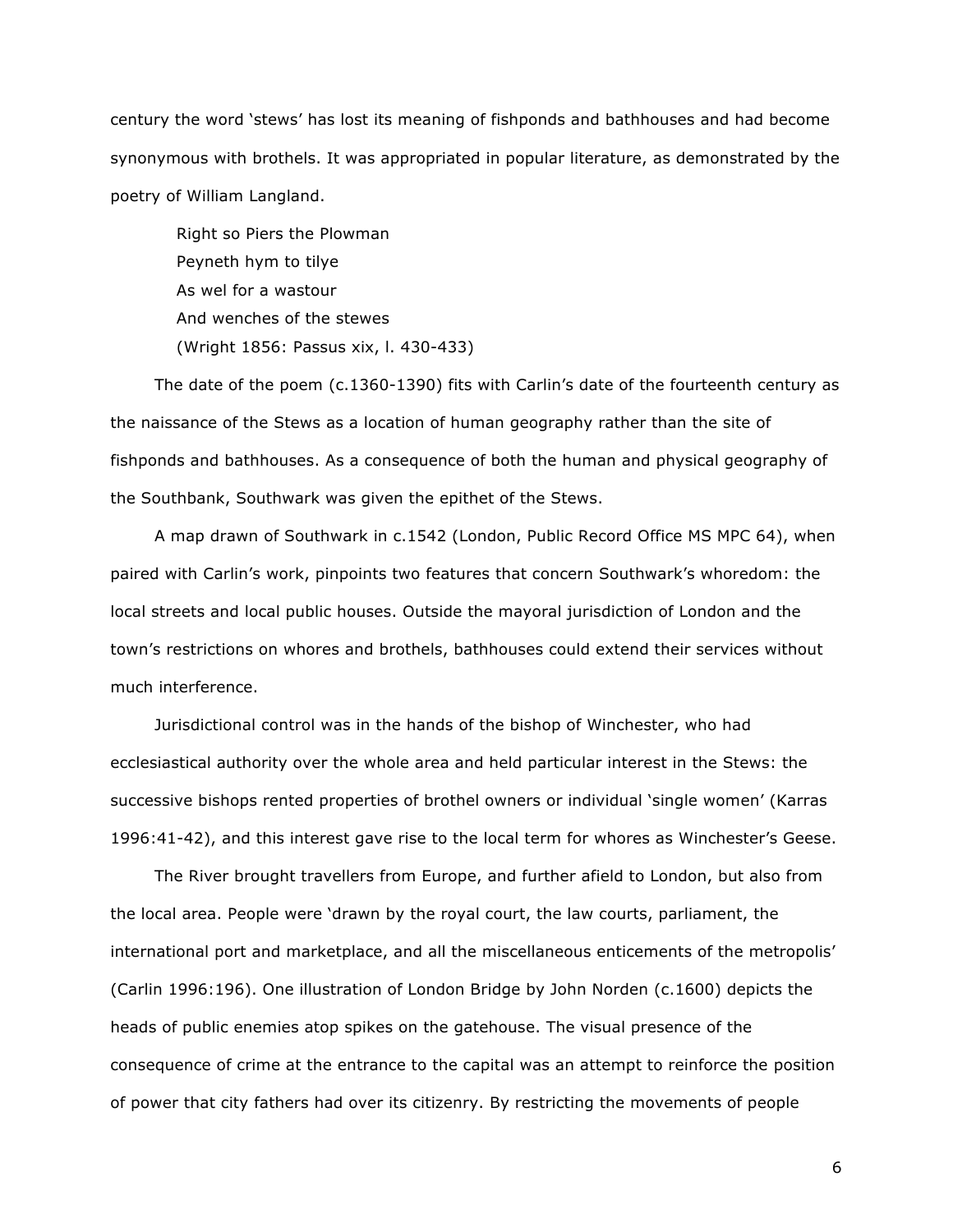century the word 'stews' has lost its meaning of fishponds and bathhouses and had become synonymous with brothels. It was appropriated in popular literature, as demonstrated by the poetry of William Langland.

> Right so Piers the Plowman
> Peyneth hym to tilye
> As wel for a wastour
> And wenches of the stewes
> (Wright 1856: Passus xix, l. 430-433)

The date of the poem (c.1360-1390) fits with Carlin's date of the fourteenth century as the naissance of the Stews as a location of human geography rather than the site of fishponds and bathhouses. As a consequence of both the human and physical geography of the Southbank, Southwark was given the epithet of the Stews.

A map drawn of Southwark in c.1542 (London, Public Record Office MS MPC 64), when paired with Carlin's work, pinpoints two features that concern Southwark's whoredom: the local streets and local public houses. Outside the mayoral jurisdiction of London and the town's restrictions on whores and brothels, bathhouses could extend their services without much interference.

Jurisdictional control was in the hands of the bishop of Winchester, who had ecclesiastical authority over the whole area and held particular interest in the Stews: the successive bishops rented properties of brothel owners or individual 'single women' (Karras 1996:41-42), and this interest gave rise to the local term for whores as Winchester's Geese.

The River brought travellers from Europe, and further afield to London, but also from the local area. People were 'drawn by the royal court, the law courts, parliament, the international port and marketplace, and all the miscellaneous enticements of the metropolis' (Carlin 1996:196). One illustration of London Bridge by John Norden (c.1600) depicts the heads of public enemies atop spikes on the gatehouse. The visual presence of the consequence of crime at the entrance to the capital was an attempt to reinforce the position of power that city fathers had over its citizenry. By restricting the movements of people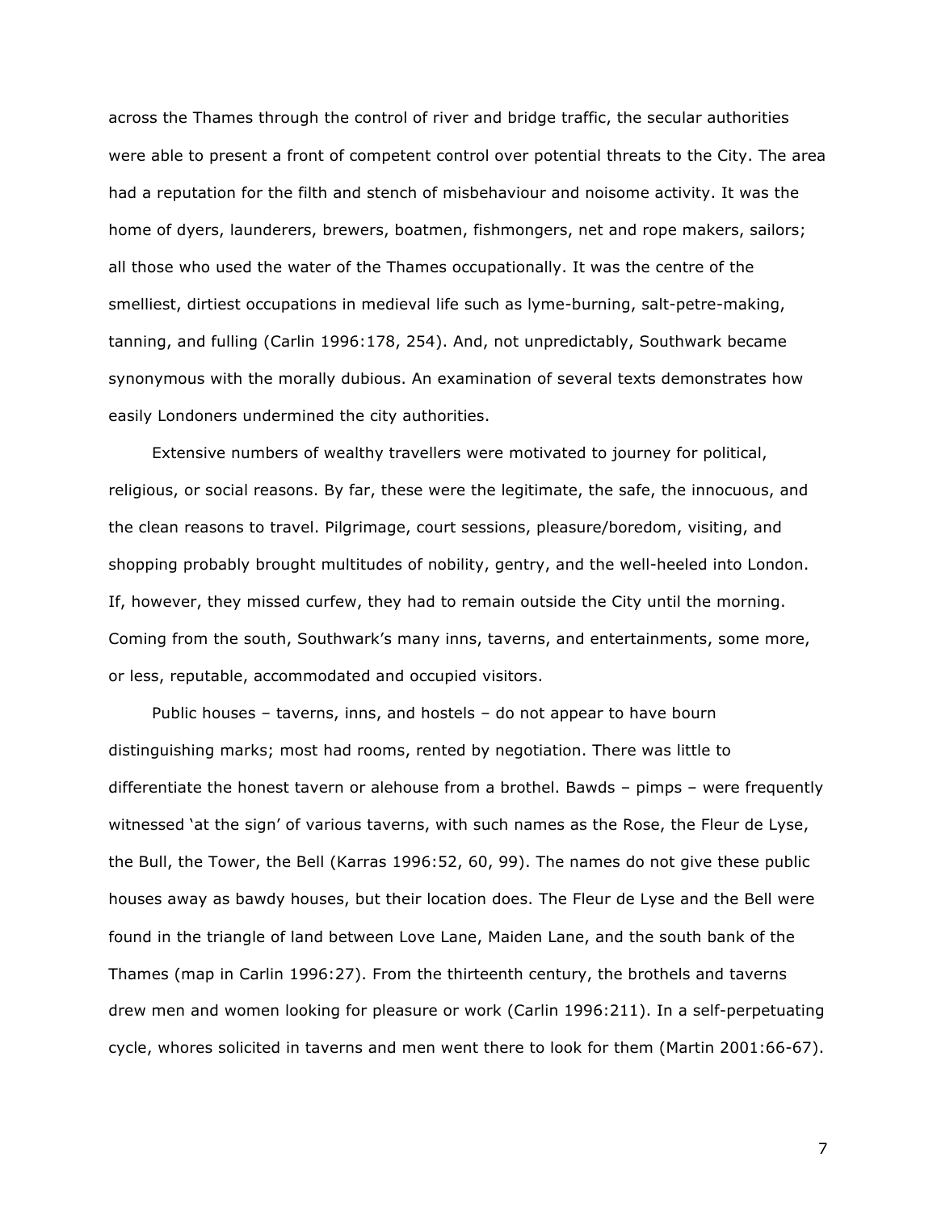across the Thames through the control of river and bridge traffic, the secular authorities were able to present a front of competent control over potential threats to the City. The area had a reputation for the filth and stench of misbehaviour and noisome activity. It was the home of dyers, launderers, brewers, boatmen, fishmongers, net and rope makers, sailors; all those who used the water of the Thames occupationally. It was the centre of the smelliest, dirtiest occupations in medieval life such as lyme-burning, salt-petre-making, tanning, and fulling (Carlin 1996:178, 254). And, not unpredictably, Southwark became synonymous with the morally dubious. An examination of several texts demonstrates how easily Londoners undermined the city authorities.

Extensive numbers of wealthy travellers were motivated to journey for political, religious, or social reasons. By far, these were the legitimate, the safe, the innocuous, and the clean reasons to travel. Pilgrimage, court sessions, pleasure/boredom, visiting, and shopping probably brought multitudes of nobility, gentry, and the well-heeled into London. If, however, they missed curfew, they had to remain outside the City until the morning. Coming from the south, Southwark's many inns, taverns, and entertainments, some more, or less, reputable, accommodated and occupied visitors.

Public houses – taverns, inns, and hostels – do not appear to have bourn distinguishing marks; most had rooms, rented by negotiation. There was little to differentiate the honest tavern or alehouse from a brothel. Bawds – pimps – were frequently witnessed 'at the sign' of various taverns, with such names as the Rose, the Fleur de Lyse, the Bull, the Tower, the Bell (Karras 1996:52, 60, 99). The names do not give these public houses away as bawdy houses, but their location does. The Fleur de Lyse and the Bell were found in the triangle of land between Love Lane, Maiden Lane, and the south bank of the Thames (map in Carlin 1996:27). From the thirteenth century, the brothels and taverns drew men and women looking for pleasure or work (Carlin 1996:211). In a self-perpetuating cycle, whores solicited in taverns and men went there to look for them (Martin 2001:66-67).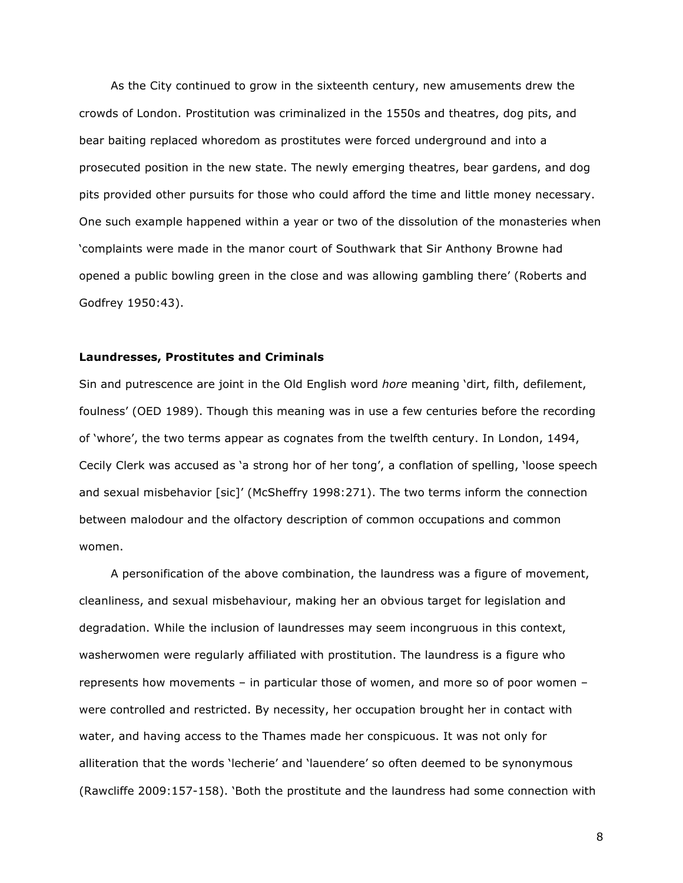As the City continued to grow in the sixteenth century, new amusements drew the crowds of London. Prostitution was criminalized in the 1550s and theatres, dog pits, and bear baiting replaced whoredom as prostitutes were forced underground and into a prosecuted position in the new state. The newly emerging theatres, bear gardens, and dog pits provided other pursuits for those who could afford the time and little money necessary. One such example happened within a year or two of the dissolution of the monasteries when 'complaints were made in the manor court of Southwark that Sir Anthony Browne had opened a public bowling green in the close and was allowing gambling there' (Roberts and Godfrey 1950:43).

### Laundresses, Prostitutes and Criminals

Sin and putrescence are joint in the Old English word *hore* meaning 'dirt, filth, defilement, foulness' (OED 1989). Though this meaning was in use a few centuries before the recording of 'whore', the two terms appear as cognates from the twelfth century. In London, 1494, Cecily Clerk was accused as 'a strong hor of her tong', a conflation of spelling, 'loose speech and sexual misbehavior [sic]' (McSheffry 1998:271). The two terms inform the connection between malodour and the olfactory description of common occupations and common women.

A personification of the above combination, the laundress was a figure of movement, cleanliness, and sexual misbehaviour, making her an obvious target for legislation and degradation. While the inclusion of laundresses may seem incongruous in this context, washerwomen were regularly affiliated with prostitution. The laundress is a figure who represents how movements – in particular those of women, and more so of poor women – were controlled and restricted. By necessity, her occupation brought her in contact with water, and having access to the Thames made her conspicuous. It was not only for alliteration that the words 'lecherie' and 'lauendere' so often deemed to be synonymous (Rawcliffe 2009:157-158). 'Both the prostitute and the laundress had some connection with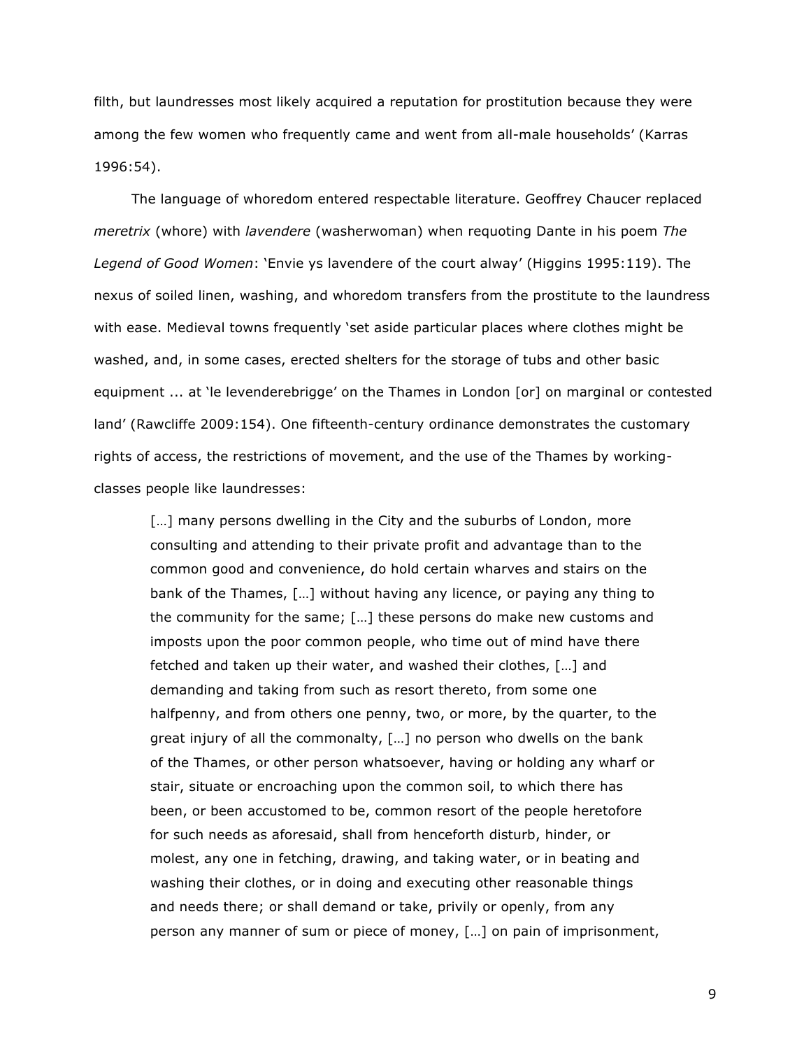filth, but laundresses most likely acquired a reputation for prostitution because they were among the few women who frequently came and went from all-male households' (Karras 1996:54).

The language of whoredom entered respectable literature. Geoffrey Chaucer replaced *meretrix* (whore) with *lavendere* (washerwoman) when requoting Dante in his poem *The Legend of Good Women*: 'Envie ys lavendere of the court alway' (Higgins 1995:119). The nexus of soiled linen, washing, and whoredom transfers from the prostitute to the laundress with ease. Medieval towns frequently 'set aside particular places where clothes might be washed, and, in some cases, erected shelters for the storage of tubs and other basic equipment ... at 'le levenderebrigge' on the Thames in London [or] on marginal or contested land' (Rawcliffe 2009:154). One fifteenth-century ordinance demonstrates the customary rights of access, the restrictions of movement, and the use of the Thames by working-classes people like laundresses:

> […] many persons dwelling in the City and the suburbs of London, more consulting and attending to their private profit and advantage than to the common good and convenience, do hold certain wharves and stairs on the bank of the Thames, […] without having any licence, or paying any thing to the community for the same; […] these persons do make new customs and imposts upon the poor common people, who time out of mind have there fetched and taken up their water, and washed their clothes, […] and demanding and taking from such as resort thereto, from some one halfpenny, and from others one penny, two, or more, by the quarter, to the great injury of all the commonalty, […] no person who dwells on the bank of the Thames, or other person whatsoever, having or holding any wharf or stair, situate or encroaching upon the common soil, to which there has been, or been accustomed to be, common resort of the people heretofore for such needs as aforesaid, shall from henceforth disturb, hinder, or molest, any one in fetching, drawing, and taking water, or in beating and washing their clothes, or in doing and executing other reasonable things and needs there; or shall demand or take, privily or openly, from any person any manner of sum or piece of money, […] on pain of imprisonment,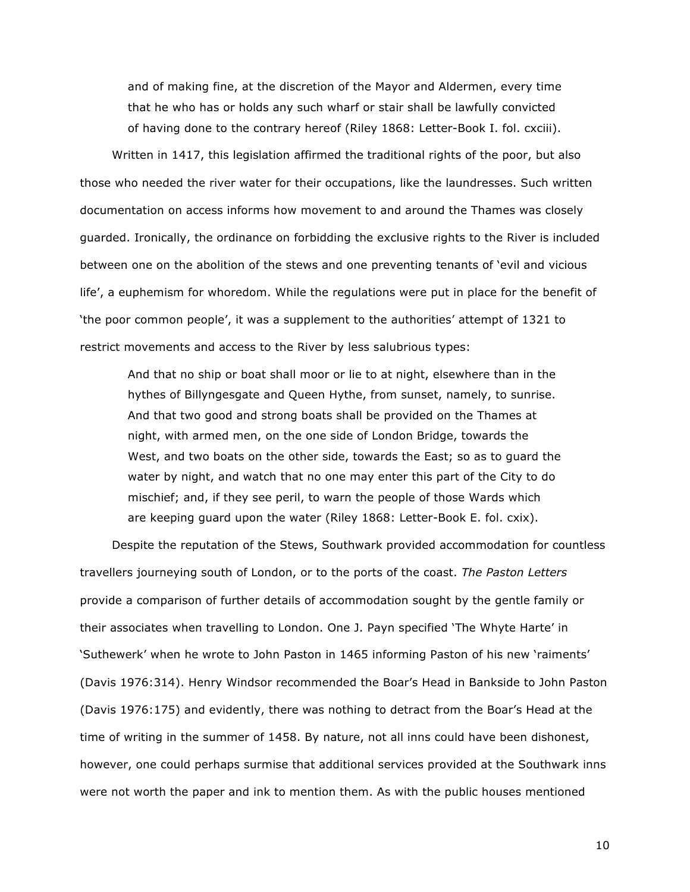> and of making fine, at the discretion of the Mayor and Aldermen, every time that he who has or holds any such wharf or stair shall be lawfully convicted of having done to the contrary hereof (Riley 1868: Letter-Book I. fol. cxciii).

Written in 1417, this legislation affirmed the traditional rights of the poor, but also those who needed the river water for their occupations, like the laundresses. Such written documentation on access informs how movement to and around the Thames was closely guarded. Ironically, the ordinance on forbidding the exclusive rights to the River is included between one on the abolition of the stews and one preventing tenants of 'evil and vicious life', a euphemism for whoredom. While the regulations were put in place for the benefit of 'the poor common people', it was a supplement to the authorities' attempt of 1321 to restrict movements and access to the River by less salubrious types:

> And that no ship or boat shall moor or lie to at night, elsewhere than in the hythes of Billyngesgate and Queen Hythe, from sunset, namely, to sunrise. And that two good and strong boats shall be provided on the Thames at night, with armed men, on the one side of London Bridge, towards the West, and two boats on the other side, towards the East; so as to guard the water by night, and watch that no one may enter this part of the City to do mischief; and, if they see peril, to warn the people of those Wards which are keeping guard upon the water (Riley 1868: Letter-Book E. fol. cxix).

Despite the reputation of the Stews, Southwark provided accommodation for countless travellers journeying south of London, or to the ports of the coast. *The Paston Letters* provide a comparison of further details of accommodation sought by the gentle family or their associates when travelling to London. One J. Payn specified 'The Whyte Harte' in 'Suthewerk' when he wrote to John Paston in 1465 informing Paston of his new 'raiments' (Davis 1976:314). Henry Windsor recommended the Boar's Head in Bankside to John Paston (Davis 1976:175) and evidently, there was nothing to detract from the Boar's Head at the time of writing in the summer of 1458. By nature, not all inns could have been dishonest, however, one could perhaps surmise that additional services provided at the Southwark inns were not worth the paper and ink to mention them. As with the public houses mentioned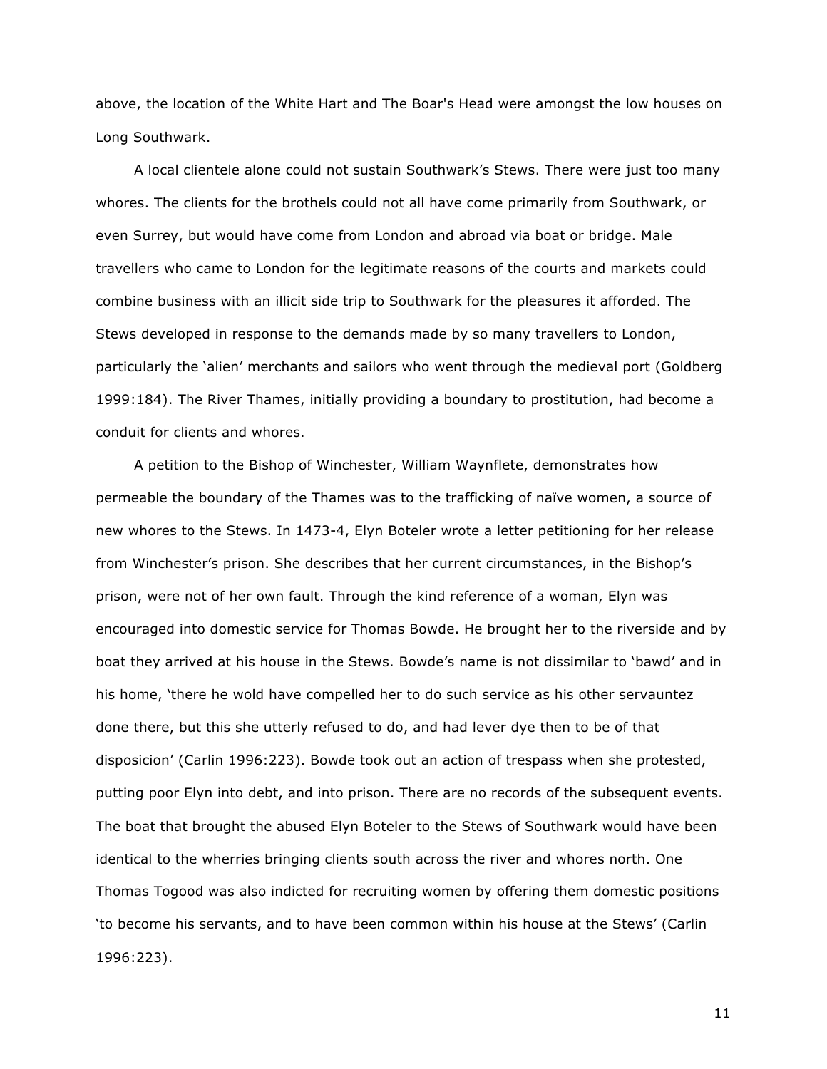above, the location of the White Hart and The Boar's Head were amongst the low houses on Long Southwark.

A local clientele alone could not sustain Southwark's Stews. There were just too many whores. The clients for the brothels could not all have come primarily from Southwark, or even Surrey, but would have come from London and abroad via boat or bridge. Male travellers who came to London for the legitimate reasons of the courts and markets could combine business with an illicit side trip to Southwark for the pleasures it afforded. The Stews developed in response to the demands made by so many travellers to London, particularly the 'alien' merchants and sailors who went through the medieval port (Goldberg 1999:184). The River Thames, initially providing a boundary to prostitution, had become a conduit for clients and whores.

A petition to the Bishop of Winchester, William Waynflete, demonstrates how permeable the boundary of the Thames was to the trafficking of naïve women, a source of new whores to the Stews. In 1473-4, Elyn Boteler wrote a letter petitioning for her release from Winchester's prison. She describes that her current circumstances, in the Bishop's prison, were not of her own fault. Through the kind reference of a woman, Elyn was encouraged into domestic service for Thomas Bowde. He brought her to the riverside and by boat they arrived at his house in the Stews. Bowde's name is not dissimilar to 'bawd' and in his home, 'there he wold have compelled her to do such service as his other servauntez done there, but this she utterly refused to do, and had lever dye then to be of that disposicion' (Carlin 1996:223). Bowde took out an action of trespass when she protested, putting poor Elyn into debt, and into prison. There are no records of the subsequent events. The boat that brought the abused Elyn Boteler to the Stews of Southwark would have been identical to the wherries bringing clients south across the river and whores north. One Thomas Togood was also indicted for recruiting women by offering them domestic positions 'to become his servants, and to have been common within his house at the Stews' (Carlin 1996:223).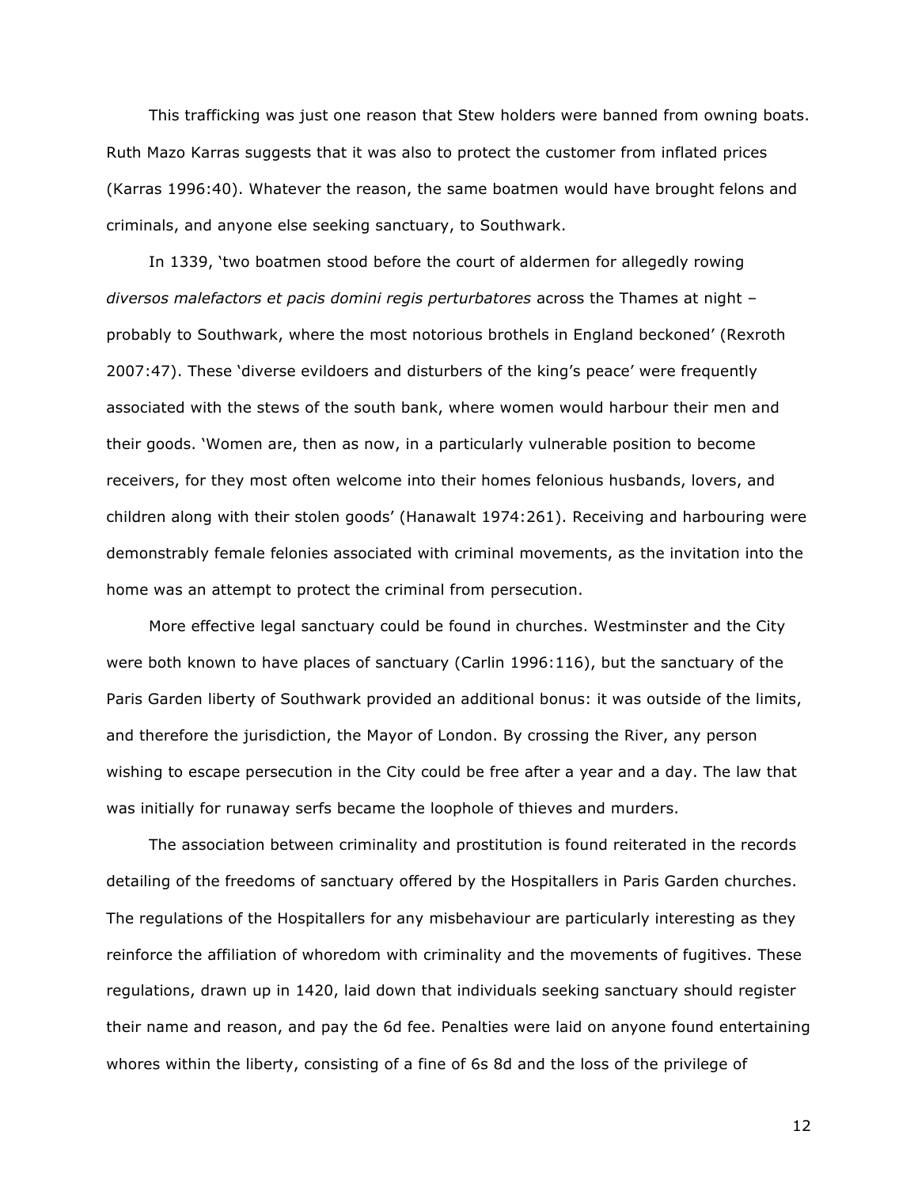This trafficking was just one reason that Stew holders were banned from owning boats. Ruth Mazo Karras suggests that it was also to protect the customer from inflated prices (Karras 1996:40). Whatever the reason, the same boatmen would have brought felons and criminals, and anyone else seeking sanctuary, to Southwark.

In 1339, 'two boatmen stood before the court of aldermen for allegedly rowing *diversos malefactors et pacis domini regis perturbatores* across the Thames at night – probably to Southwark, where the most notorious brothels in England beckoned' (Rexroth 2007:47). These 'diverse evildoers and disturbers of the king's peace' were frequently associated with the stews of the south bank, where women would harbour their men and their goods. 'Women are, then as now, in a particularly vulnerable position to become receivers, for they most often welcome into their homes felonious husbands, lovers, and children along with their stolen goods' (Hanawalt 1974:261). Receiving and harbouring were demonstrably female felonies associated with criminal movements, as the invitation into the home was an attempt to protect the criminal from persecution.

More effective legal sanctuary could be found in churches. Westminster and the City were both known to have places of sanctuary (Carlin 1996:116), but the sanctuary of the Paris Garden liberty of Southwark provided an additional bonus: it was outside of the limits, and therefore the jurisdiction, the Mayor of London. By crossing the River, any person wishing to escape persecution in the City could be free after a year and a day. The law that was initially for runaway serfs became the loophole of thieves and murders.

The association between criminality and prostitution is found reiterated in the records detailing of the freedoms of sanctuary offered by the Hospitallers in Paris Garden churches. The regulations of the Hospitallers for any misbehaviour are particularly interesting as they reinforce the affiliation of whoredom with criminality and the movements of fugitives. These regulations, drawn up in 1420, laid down that individuals seeking sanctuary should register their name and reason, and pay the 6d fee. Penalties were laid on anyone found entertaining whores within the liberty, consisting of a fine of 6s 8d and the loss of the privilege of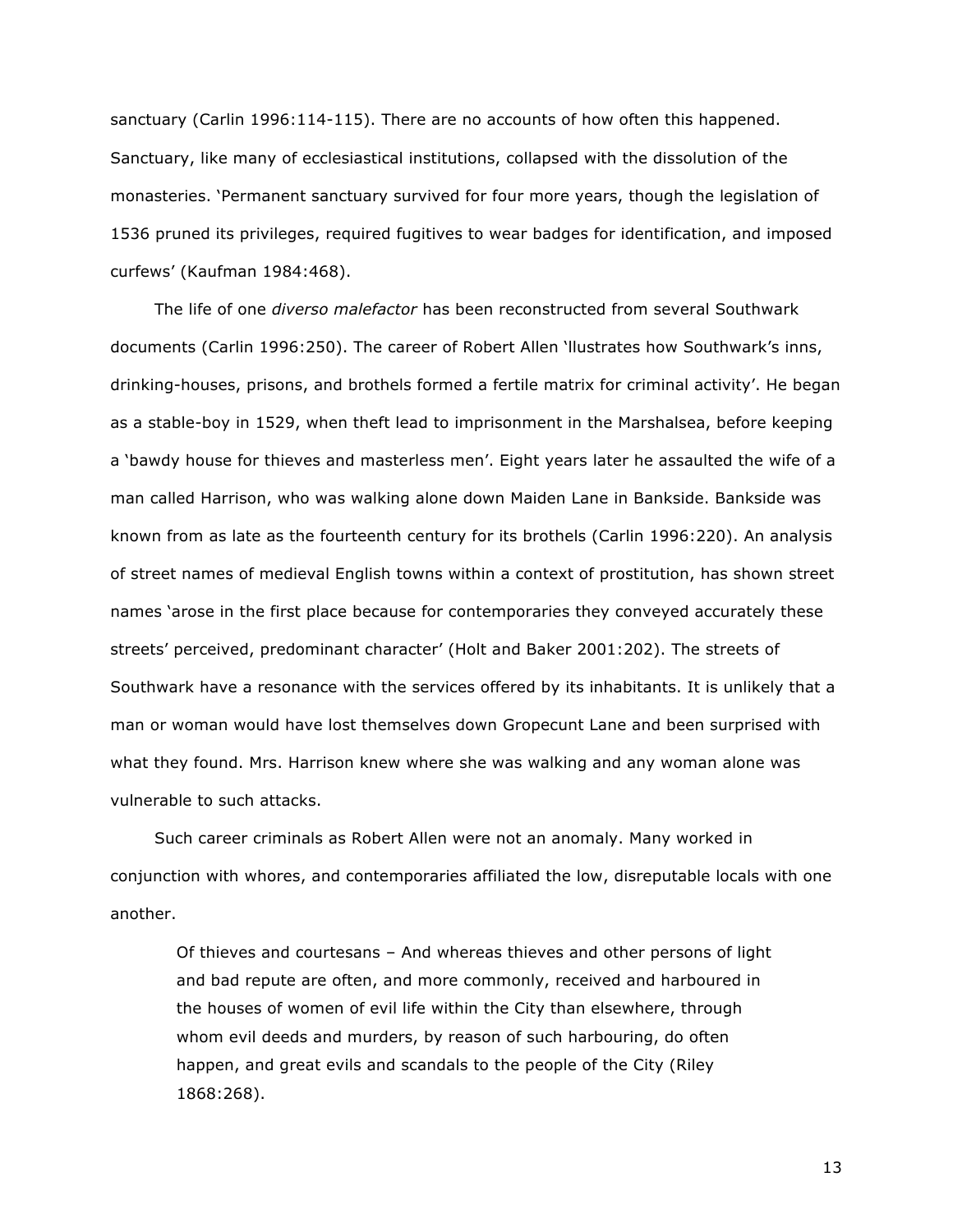sanctuary (Carlin 1996:114-115). There are no accounts of how often this happened. Sanctuary, like many of ecclesiastical institutions, collapsed with the dissolution of the monasteries. 'Permanent sanctuary survived for four more years, though the legislation of 1536 pruned its privileges, required fugitives to wear badges for identification, and imposed curfews' (Kaufman 1984:468).

The life of one *diverso malefactor* has been reconstructed from several Southwark documents (Carlin 1996:250). The career of Robert Allen 'llustrates how Southwark's inns, drinking-houses, prisons, and brothels formed a fertile matrix for criminal activity'. He began as a stable-boy in 1529, when theft lead to imprisonment in the Marshalsea, before keeping a 'bawdy house for thieves and masterless men'. Eight years later he assaulted the wife of a man called Harrison, who was walking alone down Maiden Lane in Bankside. Bankside was known from as late as the fourteenth century for its brothels (Carlin 1996:220). An analysis of street names of medieval English towns within a context of prostitution, has shown street names 'arose in the first place because for contemporaries they conveyed accurately these streets' perceived, predominant character' (Holt and Baker 2001:202). The streets of Southwark have a resonance with the services offered by its inhabitants. It is unlikely that a man or woman would have lost themselves down Gropecunt Lane and been surprised with what they found. Mrs. Harrison knew where she was walking and any woman alone was vulnerable to such attacks.

Such career criminals as Robert Allen were not an anomaly. Many worked in conjunction with whores, and contemporaries affiliated the low, disreputable locals with one another.

> Of thieves and courtesans – And whereas thieves and other persons of light and bad repute are often, and more commonly, received and harboured in the houses of women of evil life within the City than elsewhere, through whom evil deeds and murders, by reason of such harbouring, do often happen, and great evils and scandals to the people of the City (Riley 1868:268).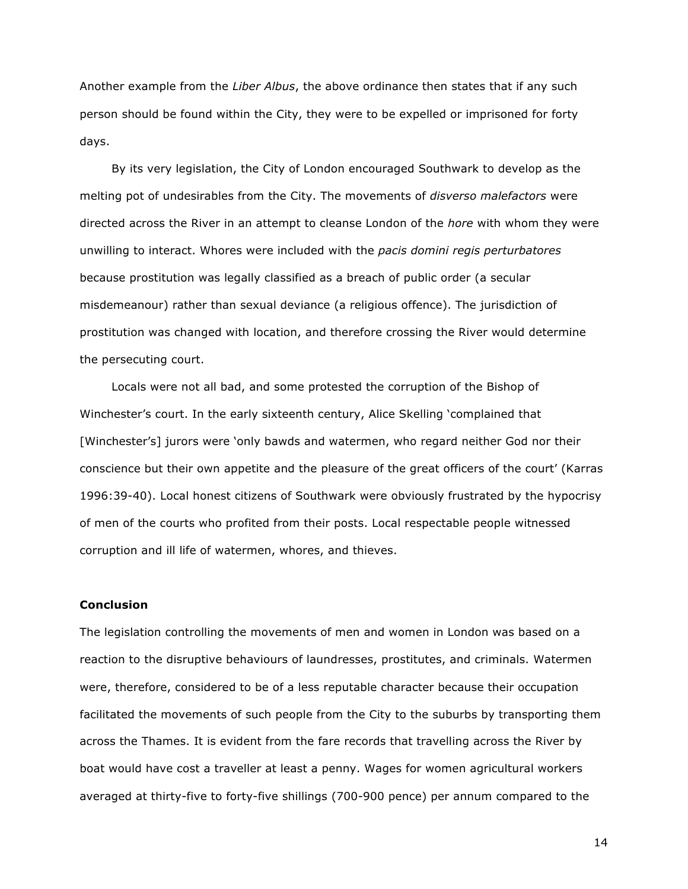Another example from the *Liber Albus*, the above ordinance then states that if any such person should be found within the City, they were to be expelled or imprisoned for forty days.

By its very legislation, the City of London encouraged Southwark to develop as the melting pot of undesirables from the City. The movements of *disverso malefactors* were directed across the River in an attempt to cleanse London of the *hore* with whom they were unwilling to interact. Whores were included with the *pacis domini regis perturbatores* because prostitution was legally classified as a breach of public order (a secular misdemeanour) rather than sexual deviance (a religious offence). The jurisdiction of prostitution was changed with location, and therefore crossing the River would determine the persecuting court.

Locals were not all bad, and some protested the corruption of the Bishop of Winchester's court. In the early sixteenth century, Alice Skelling 'complained that [Winchester's] jurors were 'only bawds and watermen, who regard neither God nor their conscience but their own appetite and the pleasure of the great officers of the court' (Karras 1996:39-40). Local honest citizens of Southwark were obviously frustrated by the hypocrisy of men of the courts who profited from their posts. Local respectable people witnessed corruption and ill life of watermen, whores, and thieves.

### Conclusion

The legislation controlling the movements of men and women in London was based on a reaction to the disruptive behaviours of laundresses, prostitutes, and criminals. Watermen were, therefore, considered to be of a less reputable character because their occupation facilitated the movements of such people from the City to the suburbs by transporting them across the Thames. It is evident from the fare records that travelling across the River by boat would have cost a traveller at least a penny. Wages for women agricultural workers averaged at thirty-five to forty-five shillings (700-900 pence) per annum compared to the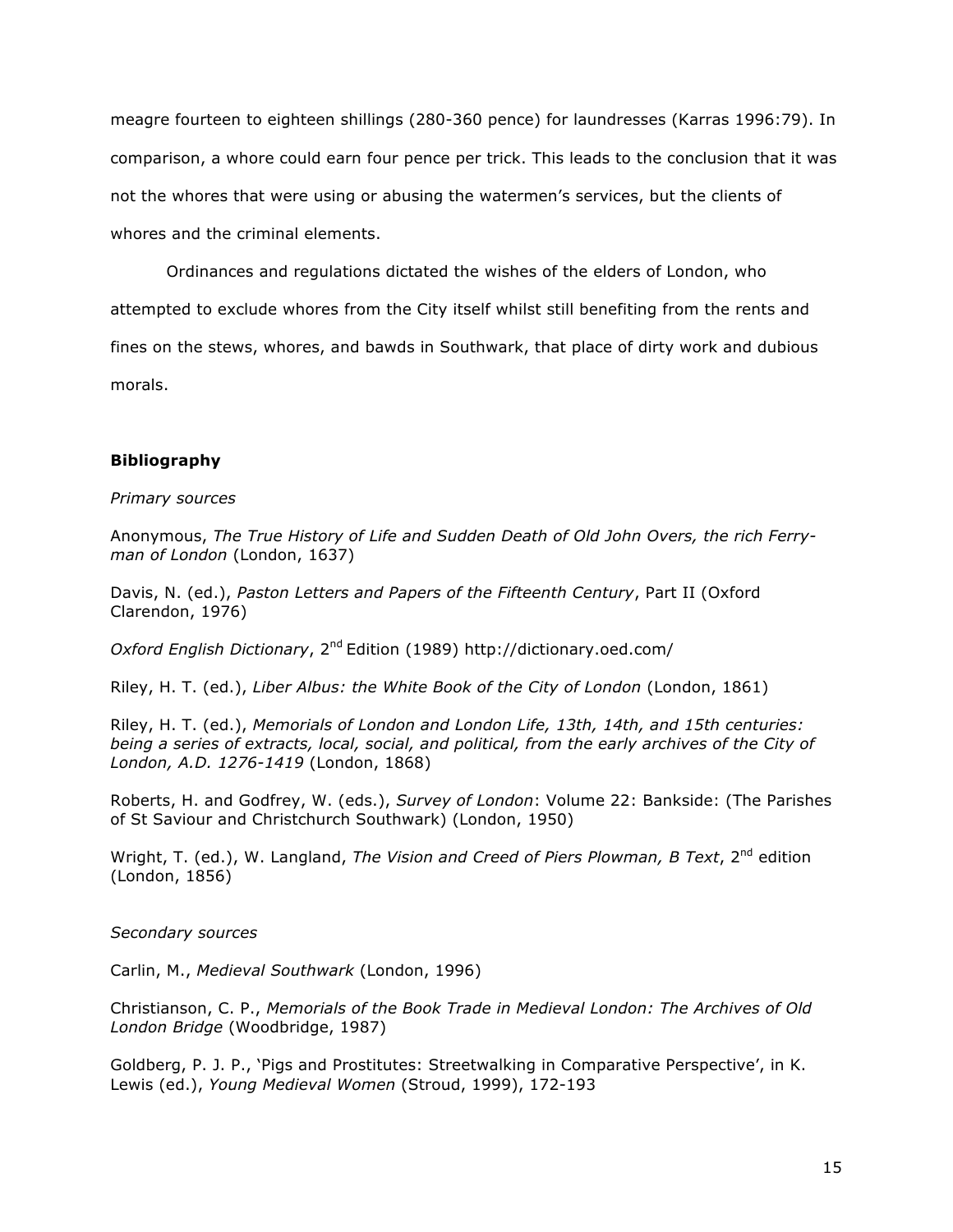meagre fourteen to eighteen shillings (280-360 pence) for laundresses (Karras 1996:79). In comparison, a whore could earn four pence per trick. This leads to the conclusion that it was not the whores that were using or abusing the watermen's services, but the clients of whores and the criminal elements.

Ordinances and regulations dictated the wishes of the elders of London, who attempted to exclude whores from the City itself whilst still benefiting from the rents and fines on the stews, whores, and bawds in Southwark, that place of dirty work and dubious morals.

## Bibliography

*Primary sources*

Anonymous, *The True History of Life and Sudden Death of Old John Overs, the rich Ferry-man of London* (London, 1637)

Davis, N. (ed.), *Paston Letters and Papers of the Fifteenth Century*, Part II (Oxford Clarendon, 1976)

*Oxford English Dictionary*, 2nd Edition (1989) http://dictionary.oed.com/

Riley, H. T. (ed.), *Liber Albus: the White Book of the City of London* (London, 1861)

Riley, H. T. (ed.), *Memorials of London and London Life, 13th, 14th, and 15th centuries: being a series of extracts, local, social, and political, from the early archives of the City of London, A.D. 1276-1419* (London, 1868)

Roberts, H. and Godfrey, W. (eds.), *Survey of London*: Volume 22: Bankside: (The Parishes of St Saviour and Christchurch Southwark) (London, 1950)

Wright, T. (ed.), W. Langland, *The Vision and Creed of Piers Plowman, B Text*, 2nd edition (London, 1856)

*Secondary sources*

Carlin, M., *Medieval Southwark* (London, 1996)

Christianson, C. P., *Memorials of the Book Trade in Medieval London: The Archives of Old London Bridge* (Woodbridge, 1987)

Goldberg, P. J. P., 'Pigs and Prostitutes: Streetwalking in Comparative Perspective', in K. Lewis (ed.), *Young Medieval Women* (Stroud, 1999), 172-193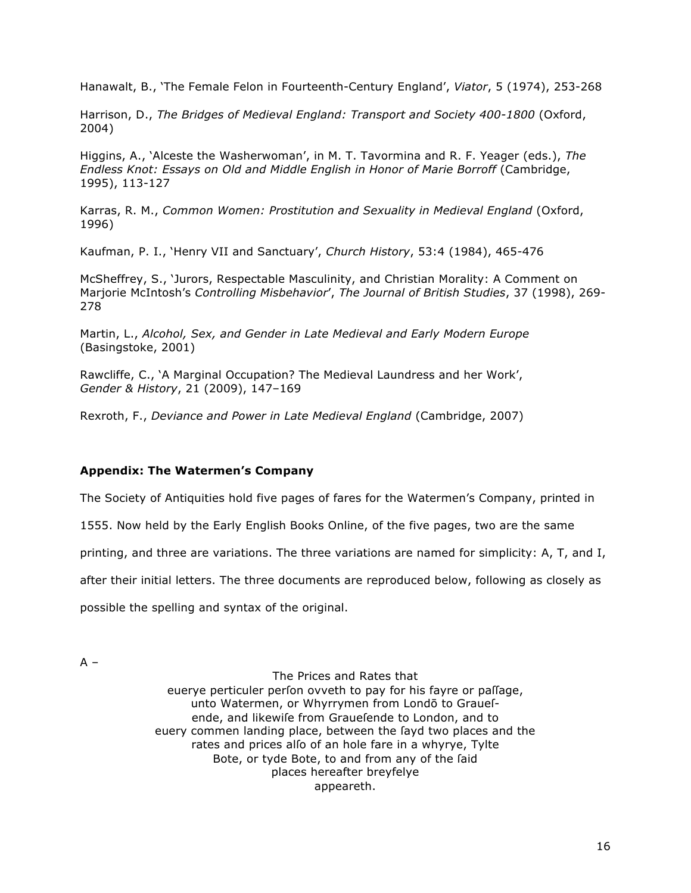Hanawalt, B., 'The Female Felon in Fourteenth-Century England', *Viator*, 5 (1974), 253-268

Harrison, D., *The Bridges of Medieval England: Transport and Society 400-1800* (Oxford, 2004)

Higgins, A., 'Alceste the Washerwoman', in M. T. Tavormina and R. F. Yeager (eds.), *The Endless Knot: Essays on Old and Middle English in Honor of Marie Borroff* (Cambridge, 1995), 113-127

Karras, R. M., *Common Women: Prostitution and Sexuality in Medieval England* (Oxford, 1996)

Kaufman, P. I., 'Henry VII and Sanctuary', *Church History*, 53:4 (1984), 465-476

McSheffrey, S., 'Jurors, Respectable Masculinity, and Christian Morality: A Comment on Marjorie McIntosh's *Controlling Misbehavior*', *The Journal of British Studies*, 37 (1998), 269-278

Martin, L., *Alcohol, Sex, and Gender in Late Medieval and Early Modern Europe* (Basingstoke, 2001)

Rawcliffe, C., 'A Marginal Occupation? The Medieval Laundress and her Work', *Gender & History*, 21 (2009), 147–169

Rexroth, F., *Deviance and Power in Late Medieval England* (Cambridge, 2007)

## Appendix: The Watermen's Company

The Society of Antiquities hold five pages of fares for the Watermen's Company, printed in 1555. Now held by the Early English Books Online, of the five pages, two are the same printing, and three are variations. The three variations are named for simplicity: A, T, and I, after their initial letters. The three documents are reproduced below, following as closely as possible the spelling and syntax of the original.

A –

The Prices and Rates that
euerye perticuler perſon ovveth to pay for his fayre or paſſage,
unto Watermen, or Whyrrymen from Londō to Graueſ-
ende, and likewiſe from Graueſende to London, and to
euery commen landing place, between the ſayd two places and the
rates and prices alſo of an hole fare in a whyrye, Tylte
Bote, or tyde Bote, to and from any of the ſaid
places hereafter breyfelye
appeareth.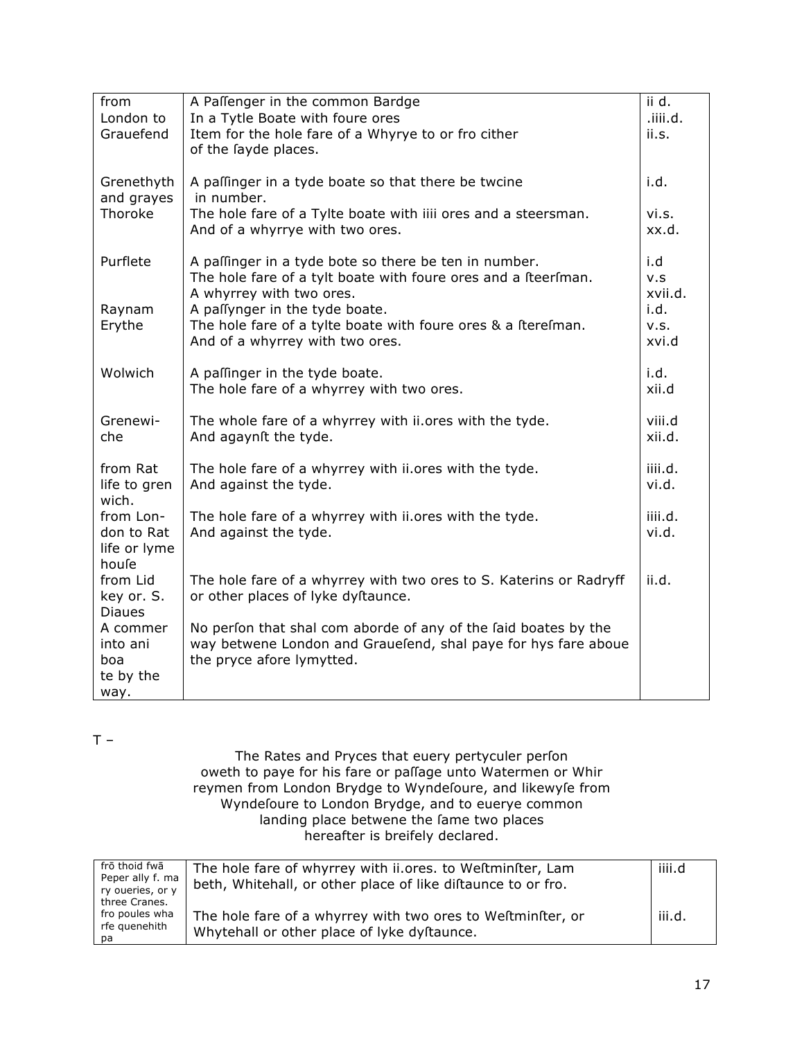| from London to Grauefend | A Paſſenger in the common Bardge<br>In a Tytle Boate with foure ores<br>Item for the hole fare of a Whyrye to or fro cither of the ſayde places. | ii d.<br>.iiii.d.<br>ii.s. |
|---|---|---|
| Grenethyth and grayes Thoroke | A paſſinger in a tyde boate so that there be twcine in number.<br>The hole fare of a Tylte boate with iiii ores and a steersman.<br>And of a whyrrye with two ores. | i.d.<br>vi.s.<br>xx.d. |
| Purflete | A paſſinger in a tyde bote so there be ten in number.<br>The hole fare of a tylt boate with foure ores and a ſteerſman.<br>A whyrrey with two ores. | i.d<br>v.s<br>xvii.d. |
| Raynam Erythe | A paſſynger in the tyde boate.<br>The hole fare of a tylte boate with foure ores & a ſtereſman.<br>And of a whyrrey with two ores. | i.d.<br>v.s.<br>xvi.d |
| Wolwich | A paſſinger in the tyde boate.<br>The hole fare of a whyrrey with two ores. | i.d.<br>xii.d |
| Grenewi-che | The whole fare of a whyrrey with ii.ores with the tyde.<br>And agaynſt the tyde. | viii.d<br>xii.d. |
| from Rat life to gren wich. | The hole fare of a whyrrey with ii.ores with the tyde.<br>And against the tyde. | iiii.d.<br>vi.d. |
| from Lon-don to Rat life or lyme houſe | The hole fare of a whyrrey with ii.ores with the tyde.<br>And against the tyde. | iiii.d.<br>vi.d. |
| from Lid key or. S. Diaues | The hole fare of a whyrrey with two ores to S. Katerins or Radryff or other places of lyke dyſtaunce. | ii.d. |
| A commer into ani boa te by the way. | No perſon that shal com aborde of any of the ſaid boates by the way betwene London and Graueſend, shal paye for hys fare aboue the pryce afore lymytted. | |

T –

The Rates and Pryces that euery pertyculer perſon oweth to paye for his fare or paſſage unto Watermen or Whir reymen from London Brydge to Wyndeſoure, and likewyſe from Wyndeſoure to London Brydge, and to euerye common landing place betwene the ſame two places hereafter is breifely declared.

| frō thoid fwā Peper ally f. ma ry oueries, or y three Cranes. | The hole fare of whyrrey with ii.ores. to Weſtminſter, Lam beth, Whitehall, or other place of like diſtaunce to or fro. | iiii.d |
|---|---|---|
| fro poules wha rfe quenehith pa | The hole fare of a whyrrey with two ores to Weſtminſter, or Whytehall or other place of lyke dyſtaunce. | iii.d. |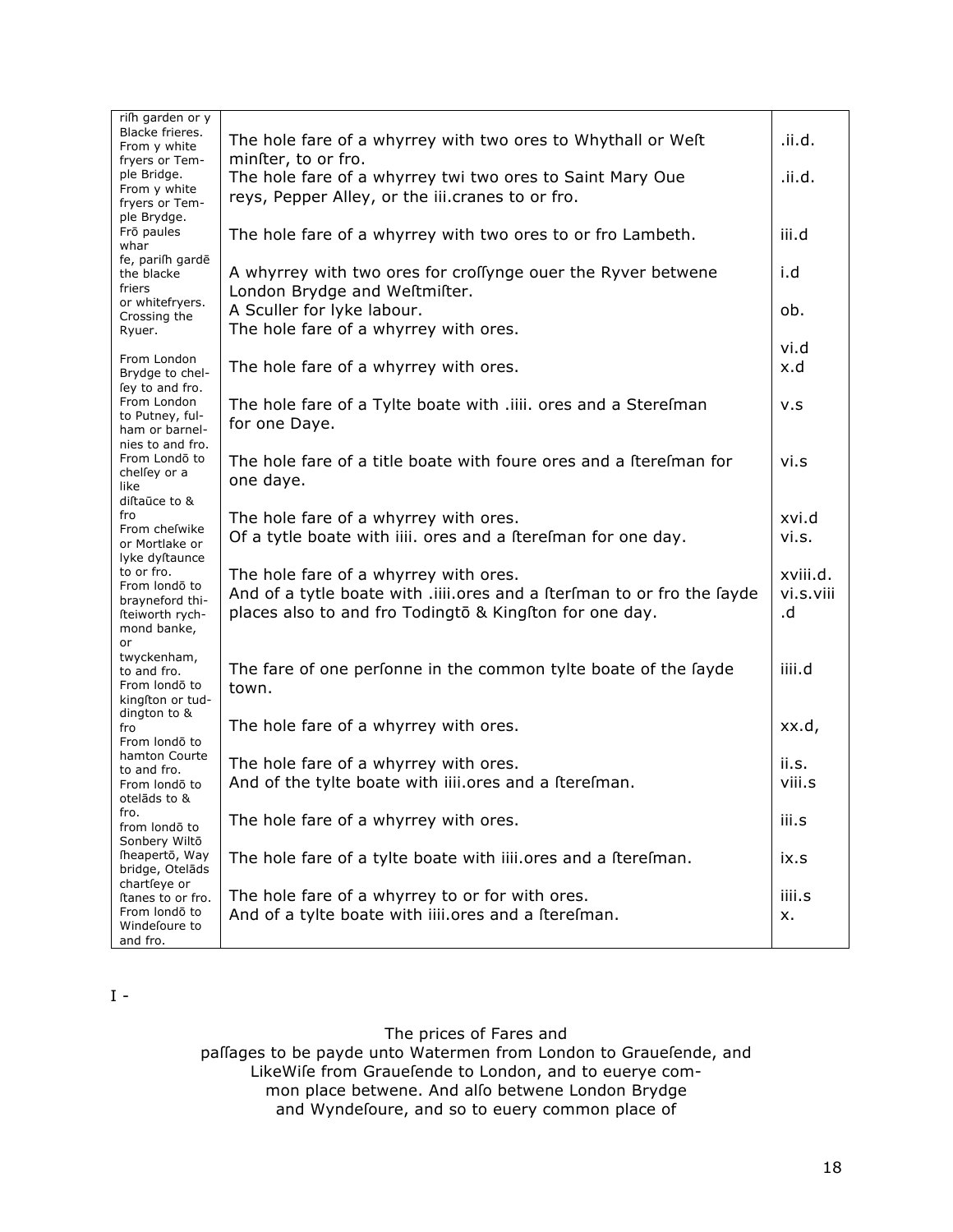| | | |
|---|---|---|
| riſh garden or y Blacke frieres. From y white fryers or Tem- | The hole fare of a whyrrey with two ores to Whythall or Weſt minſter, to or fro. | .ii.d. |
| ple Bridge. From y white fryers or Tem- ple Brydge. | The hole fare of a whyrrey twi two ores to Saint Mary Oue reys, Pepper Alley, or the iii.cranes to or fro. | .ii.d. |
| Frō paules whar fe, pariſh gardē | The hole fare of a whyrrey with two ores to or fro Lambeth. | iii.d |
| the blacke friers or whitefryers. | A whyrrey with two ores for croſſynge ouer the Ryver betwene London Brydge and Weſtmiſter. | i.d |
| Crossing the Ryuer. | A Sculler for lyke labour. | ob. |
| | The hole fare of a whyrrey with ores. | vi.d |
| From London Brydge to chel- ſey to and fro. | The hole fare of a whyrrey with ores. | x.d |
| From London to Putney, ful- ham or barnel- nies to and fro. | The hole fare of a Tylte boate with .iiii. ores and a Stereſman for one Daye. | v.s |
| From Londō to chelſey or a like diſtaūce to & fro | The hole fare of a title boate with foure ores and a ſtereſman for one daye. | vi.s |
| From cheſwike or Mortlake or | The hole fare of a whyrrey with ores. | xvi.d |
| lyke dyſtaunce to or fro. | Of a tytle boate with iiii. ores and a ſtereſman for one day. | vi.s. |
| From londō to brayneford thi- ſteiworth rych- | The hole fare of a whyrrey with ores. | xviii.d. |
| mond banke, or | And of a tytle boate with .iiii.ores and a ſterſman to or fro the ſayde places also to and fro Todingtō & Kingſton for one day. | vi.s.viii .d |
| twyckenham, to and fro. From londō to kingſton or tud- dington to & fro | The fare of one perſonne in the common tylte boate of the ſayde town. | iiii.d |
| From londō to hamton Courte | The hole fare of a whyrrey with ores. | xx.d, |
| to and fro. From londō to otelāds to & | The hole fare of a whyrrey with ores. | ii.s. |
| fro. | And of the tylte boate with iiii.ores and a ſtereſman. | viii.s |
| from londō to Sonbery Wiltō ſheapertō, Way | The hole fare of a whyrrey with ores. | iii.s |
| bridge, Otelāds chartſeye or ſtanes to or fro. | The hole fare of a tylte boate with iiii.ores and a ſtereſman. | ix.s |
| From londō to Windeſoure to | The hole fare of a whyrrey to or for with ores. | iiii.s |
| and fro. | And of a tylte boate with iiii.ores and a ſtereſman. | x. |

I -

The prices of Fares and paſſages to be payde unto Watermen from London to Graueſende, and LikeWiſe from Graueſende to London, and to eueryе com- mon place betwene. And alſo betwene London Brydge and Wyndeſoure, and so to euery common place of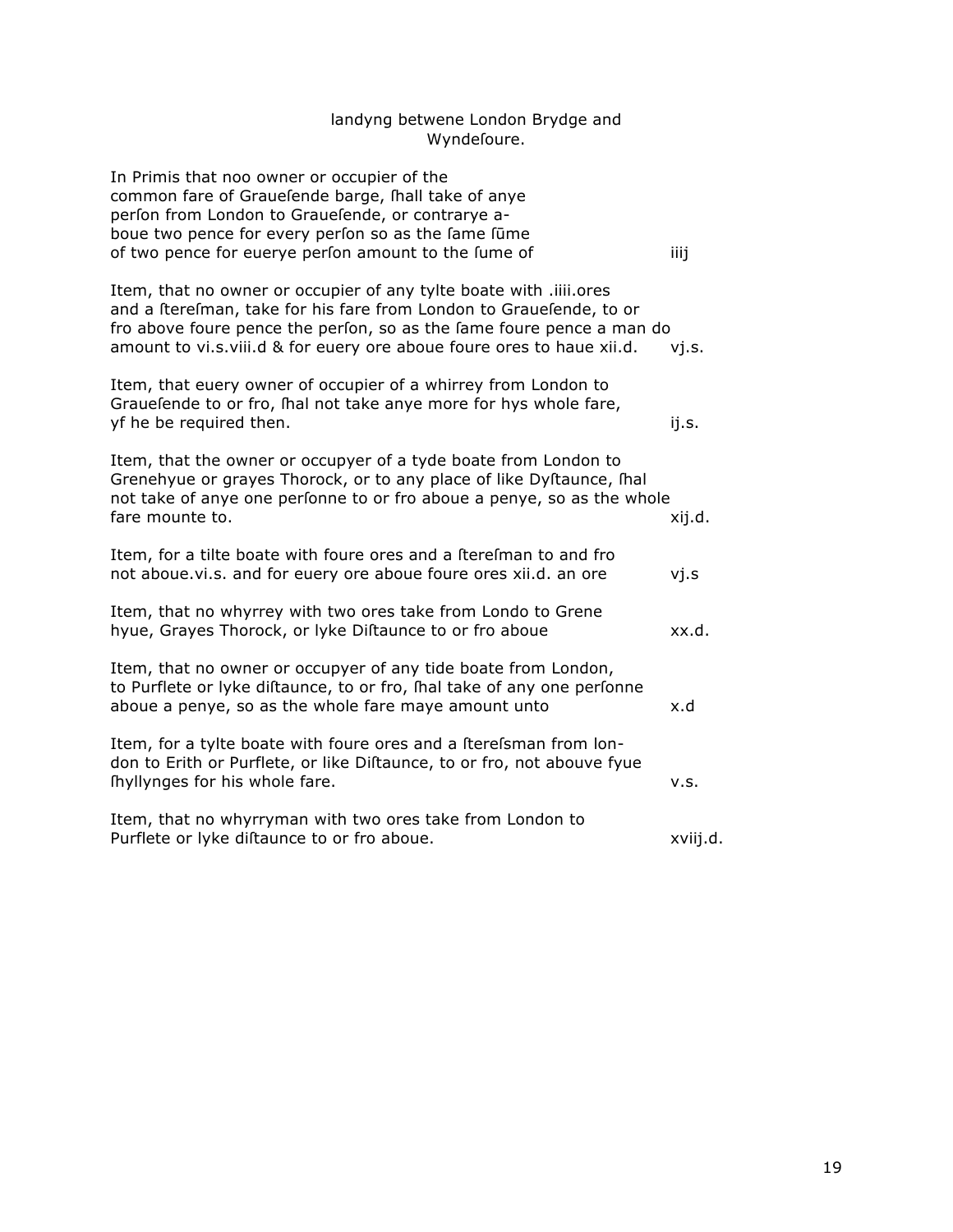landyng betwene London Brydge and
Wyndeſoure.

| | |
|---|---|
| In Primis that noo owner or occupier of the common fare of Graueſende barge, ſhall take of anye perſon from London to Graueſende, or contrarye a-boue two pence for every perſon so as the ſame ſūme of two pence for euerye perſon amount to the ſume of | iiij |
| Item, that no owner or occupier of any tylte boate with .iiii.ores and a ſtereſman, take for his fare from London to Graueſende, to or fro above foure pence the perſon, so as the ſame foure pence a man do amount to vi.s.viii.d & for euery ore aboue foure ores to haue xii.d. | vj.s. |
| Item, that euery owner of occupier of a whirrey from London to Graueſende to or fro, ſhal not take anye more for hys whole fare, yf he be required then. | ij.s. |
| Item, that the owner or occupyer of a tyde boate from London to Grenehyue or grayes Thorock, or to any place of like Dyſtaunce, ſhal not take of anye one perſonne to or fro aboue a penye, so as the whole fare mounte to. | xij.d. |
| Item, for a tilte boate with foure ores and a ſtereſman to and fro not aboue.vi.s. and for euery ore aboue foure ores xii.d. an ore | vj.s |
| Item, that no whyrrey with two ores take from Londo to Grene hyue, Grayes Thorock, or lyke Diſtaunce to or fro aboue | xx.d. |
| Item, that no owner or occupyer of any tide boate from London, to Purflete or lyke diſtaunce, to or fro, ſhal take of any one perſonne aboue a penye, so as the whole fare maye amount unto | x.d |
| Item, for a tylte boate with foure ores and a ſtereſsman from lon-don to Erith or Purflete, or like Diſtaunce, to or fro, not abouve fyue ſhyllynges for his whole fare. | v.s. |
| Item, that no whyrryman with two ores take from London to Purflete or lyke diſtaunce to or fro aboue. | xviij.d. |